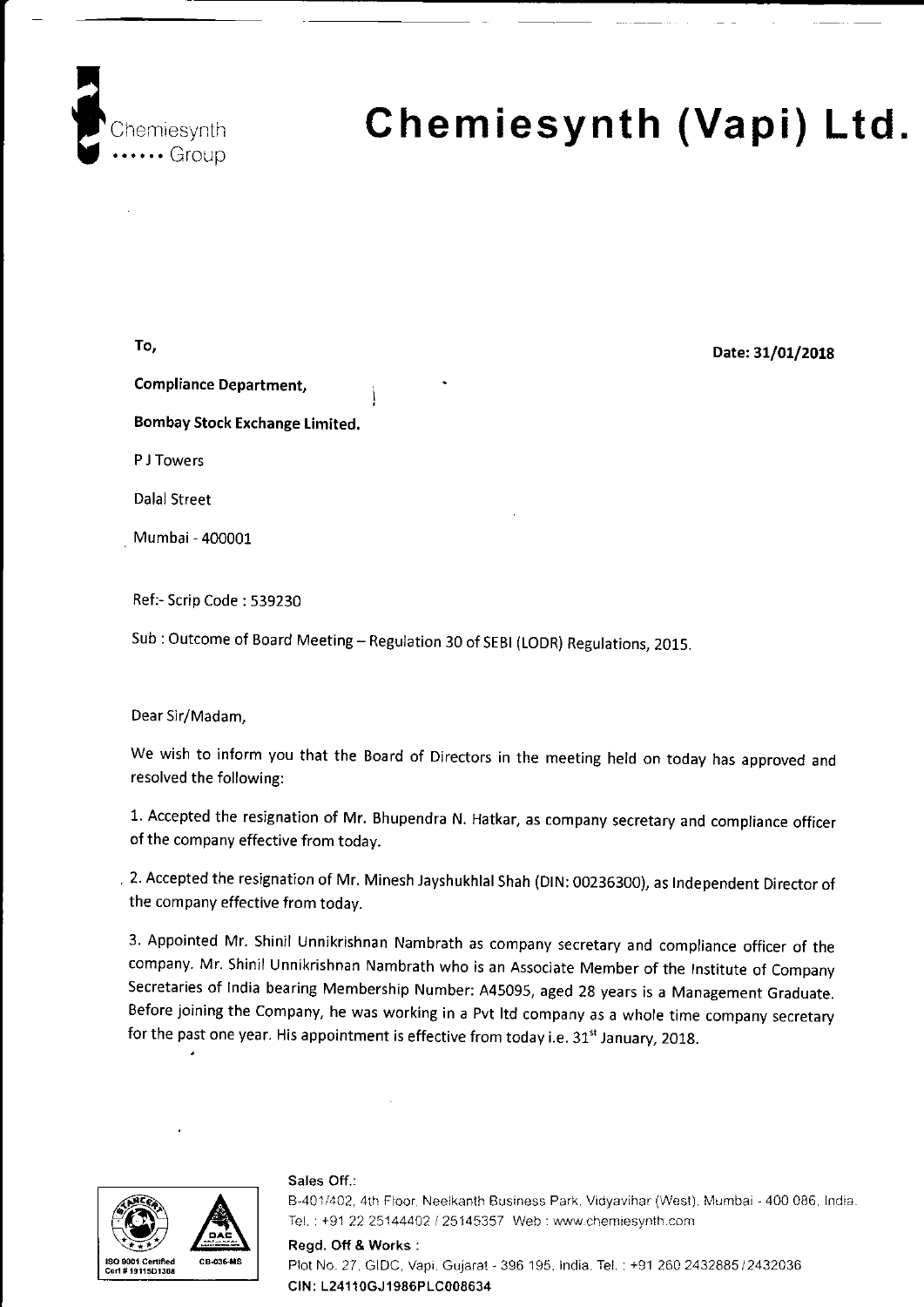# Chemiesynth (Vapi) Ltd.

Chemiesynth Group

To,

**Date: 31/01/2018**

**Compliance Department,**

**Bombay Stock Exchange Limited.**

P J Towers

Dalal Street

Mumbai - 400001

Ref:- Scrip Code : 539230

Sub : Outcome of Board Meeting – Regulation 30 of SEBI (LODR) Regulations, 2015.

Dear Sir/Madam,

We wish to inform you that the Board of Directors in the meeting held on today has approved and resolved the following:

1. Accepted the resignation of Mr. Bhupendra N. Hatkar, as company secretary and compliance officer of the company effective from today.

2. Accepted the resignation of Mr. Minesh Jayshukhlal Shah (DIN: 00236300), as Independent Director of the company effective from today.

3. Appointed Mr. Shinil Unnikrishnan Nambrath as company secretary and compliance officer of the company. Mr. Shinil Unnikrishnan Nambrath who is an Associate Member of the Institute of Company Secretaries of India bearing Membership Number: A45095, aged 28 years is a Management Graduate. Before joining the Company, he was working in a Pvt ltd company as a whole time company secretary for the past one year. His appointment is effective from today i.e. 31st January, 2018.

ISO 9001 Certified Cert # 19115D1308 CB-036-MS

**Sales Off.:**
B-401/402, 4th Floor, Neelkanth Business Park, Vidyavihar (West), Mumbai - 400 086, India.
Tel. : +91 22 25144402 / 25145357 Web : www.chemiesynth.com

**Regd. Off & Works :**
Plot No. 27, GIDC, Vapi, Gujarat - 396 195, India. Tel. : +91 260 2432885 / 2432036
**CIN: L24110GJ1986PLC008634**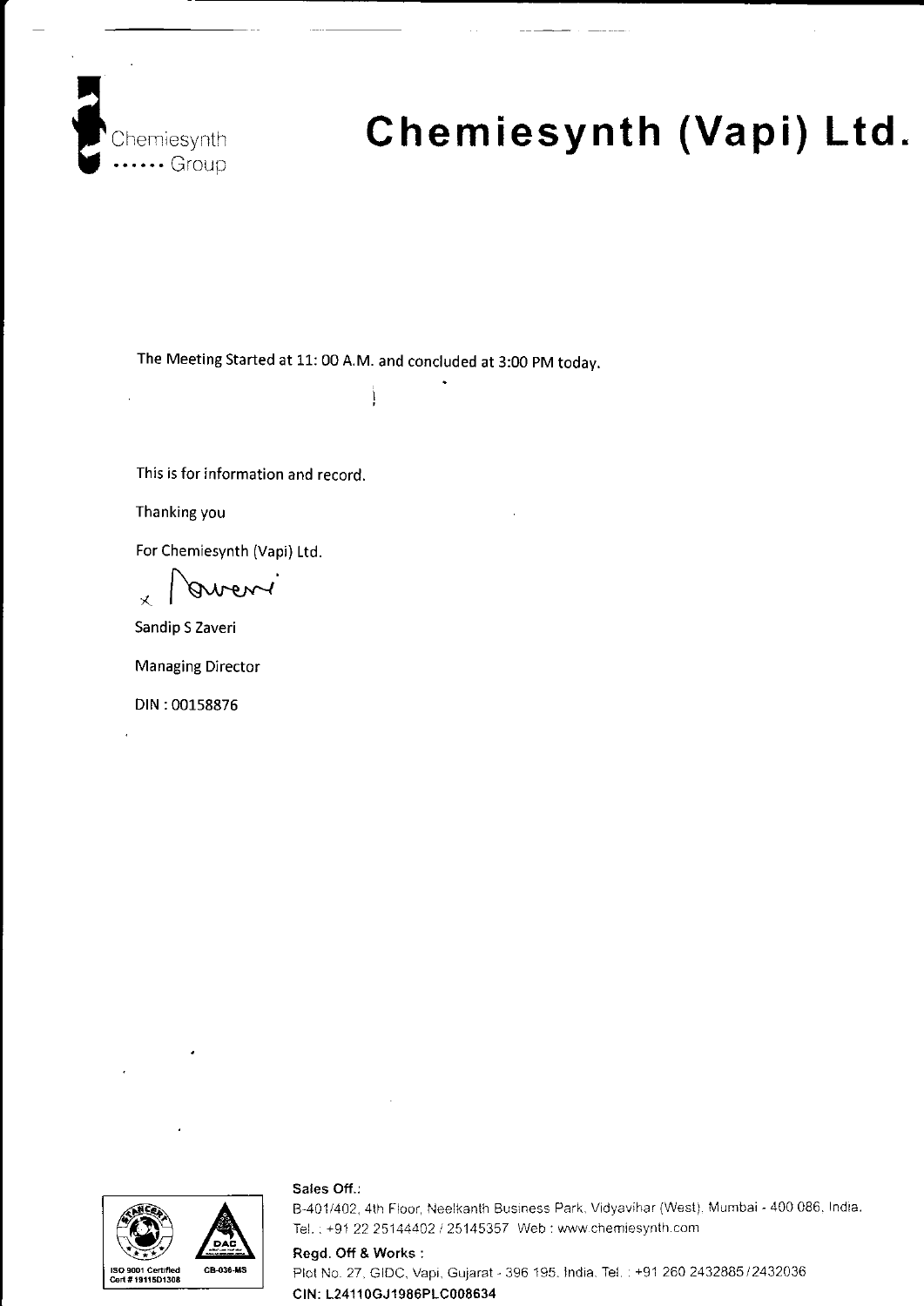# Chemiesynth (Vapi) Ltd.

The Meeting Started at 11: 00 A.M. and concluded at 3:00 PM today.

This is for information and record.

Thanking you

For Chemiesynth (Vapi) Ltd.

Sandip S Zaveri

Managing Director

DIN : 00158876

**Sales Off.:**

B-401/402, 4th Floor, Neelkanth Business Park, Vidyavihar (West), Mumbai - 400 086, India.
Tel. : +91 22 25144402 / 25145357 Web : www.chemiesynth.com

**Regd. Off & Works :**

Plot No. 27, GIDC, Vapi, Gujarat - 396 195. India. Tel. : +91 260 2432885 / 2432036

**CIN: L24110GJ1986PLC008634**